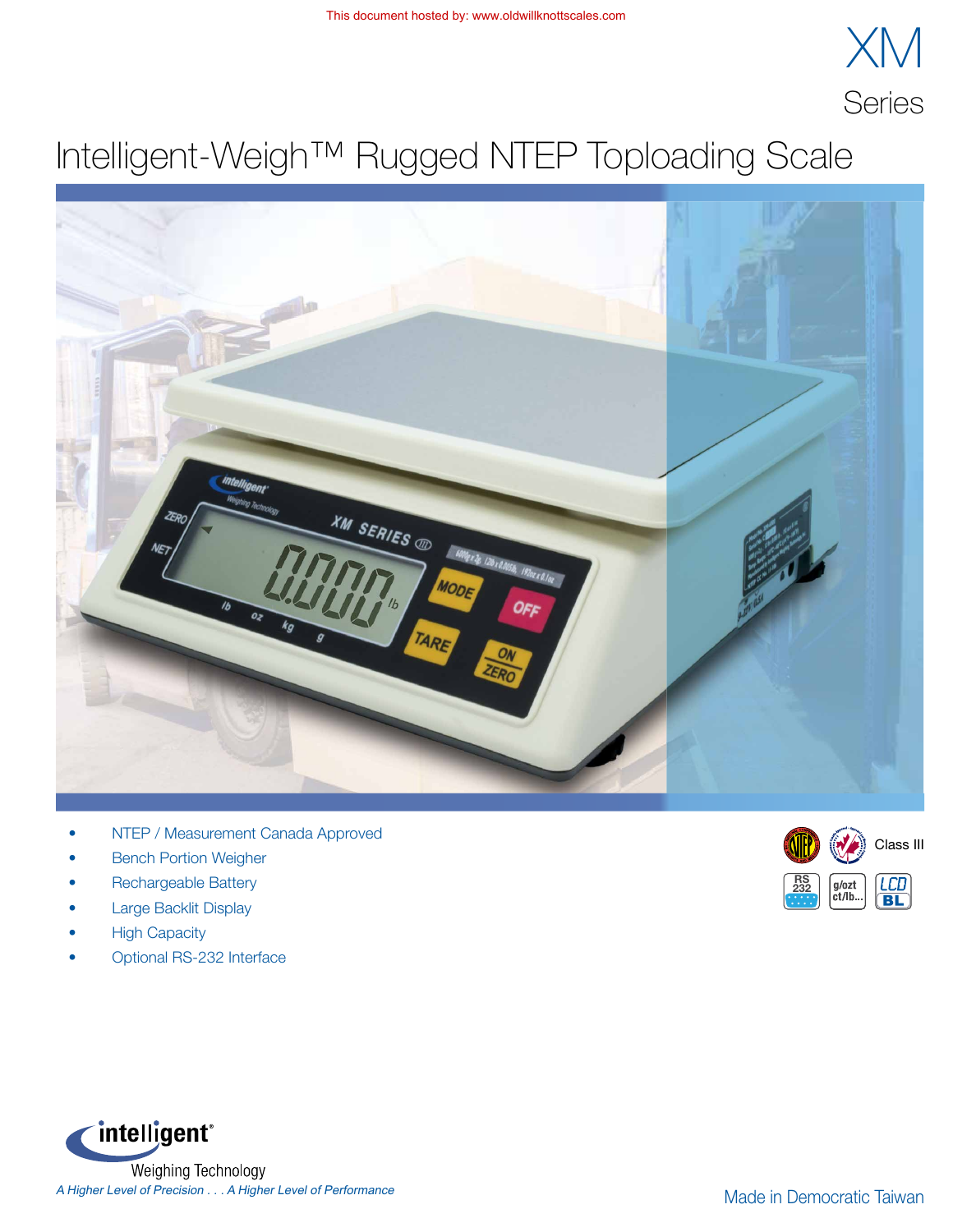This document hosted by: www.oldwillknottscales.com

# XM Series

## Intelligent-Weigh™ Rugged NTEP Toploading Scale

- NTEP / Measurement Canada Approved
- Bench Portion Weigher
- Rechargeable Battery
- Large Backlit Display
- High Capacity
- Optional RS-232 Interface

Class III

intelligent® Weighing Technology

*A Higher Level of Precision . . . A Higher Level of Performance*

Made in Democratic Taiwan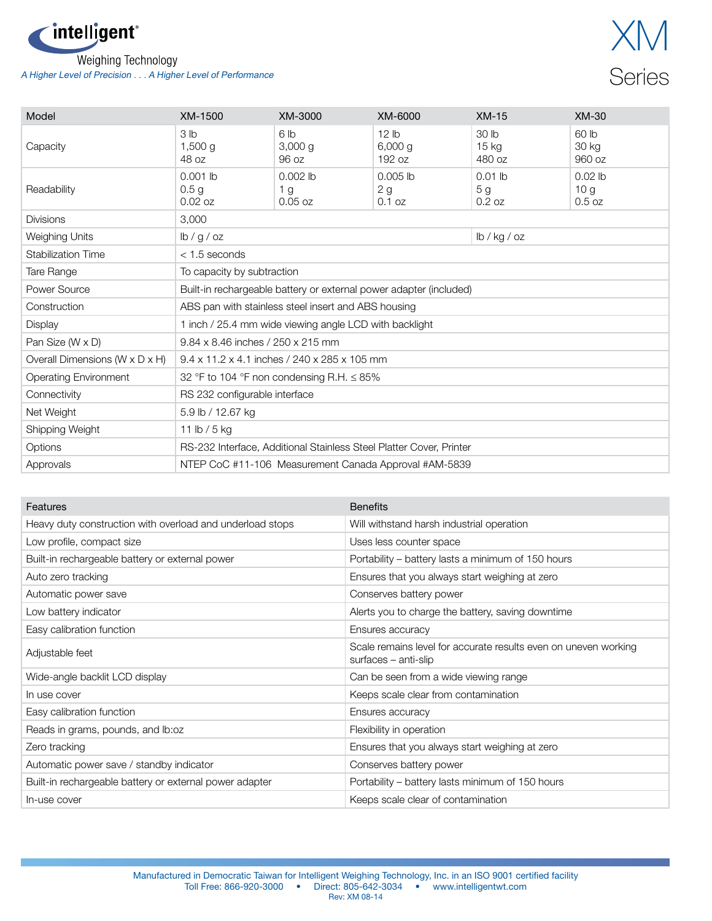intelligent®
Weighing Technology
*A Higher Level of Precision . . . A Higher Level of Performance*

# XM Series

| Model | XM-1500 | XM-3000 | XM-6000 | XM-15 | XM-30 |
|---|---|---|---|---|---|
| Capacity | 3 lb<br>1,500 g<br>48 oz | 6 lb<br>3,000 g<br>96 oz | 12 lb<br>6,000 g<br>192 oz | 30 lb<br>15 kg<br>480 oz | 60 lb<br>30 kg<br>960 oz |
| Readability | 0.001 lb<br>0.5 g<br>0.02 oz | 0.002 lb<br>1 g<br>0.05 oz | 0.005 lb<br>2 g<br>0.1 oz | 0.01 lb<br>5 g<br>0.2 oz | 0.02 lb<br>10 g<br>0.5 oz |
| Divisions | 3,000 | | | | |
| Weighing Units | lb / g / oz | | | lb / kg / oz | |
| Stabilization Time | < 1.5 seconds | | | | |
| Tare Range | To capacity by subtraction | | | | |
| Power Source | Built-in rechargeable battery or external power adapter (included) | | | | |
| Construction | ABS pan with stainless steel insert and ABS housing | | | | |
| Display | 1 inch / 25.4 mm wide viewing angle LCD with backlight | | | | |
| Pan Size (W x D) | 9.84 x 8.46 inches / 250 x 215 mm | | | | |
| Overall Dimensions (W x D x H) | 9.4 x 11.2 x 4.1 inches / 240 x 285 x 105 mm | | | | |
| Operating Environment | 32 °F to 104 °F non condensing R.H. ≤ 85% | | | | |
| Connectivity | RS 232 configurable interface | | | | |
| Net Weight | 5.9 lb / 12.67 kg | | | | |
| Shipping Weight | 11 lb / 5 kg | | | | |
| Options | RS-232 Interface, Additional Stainless Steel Platter Cover, Printer | | | | |
| Approvals | NTEP CoC #11-106 Measurement Canada Approval #AM-5839 | | | | |

| Features | Benefits |
|---|---|
| Heavy duty construction with overload and underload stops | Will withstand harsh industrial operation |
| Low profile, compact size | Uses less counter space |
| Built-in rechargeable battery or external power | Portability – battery lasts a minimum of 150 hours |
| Auto zero tracking | Ensures that you always start weighing at zero |
| Automatic power save | Conserves battery power |
| Low battery indicator | Alerts you to charge the battery, saving downtime |
| Easy calibration function | Ensures accuracy |
| Adjustable feet | Scale remains level for accurate results even on uneven working surfaces – anti-slip |
| Wide-angle backlit LCD display | Can be seen from a wide viewing range |
| In use cover | Keeps scale clear from contamination |
| Easy calibration function | Ensures accuracy |
| Reads in grams, pounds, and lb:oz | Flexibility in operation |
| Zero tracking | Ensures that you always start weighing at zero |
| Automatic power save / standby indicator | Conserves battery power |
| Built-in rechargeable battery or external power adapter | Portability – battery lasts minimum of 150 hours |
| In-use cover | Keeps scale clear of contamination |

Manufactured in Democratic Taiwan for Intelligent Weighing Technology, Inc. in an ISO 9001 certified facility
Toll Free: 866-920-3000 • Direct: 805-642-3034 • www.intelligentwt.com
Rev: XM 08-14